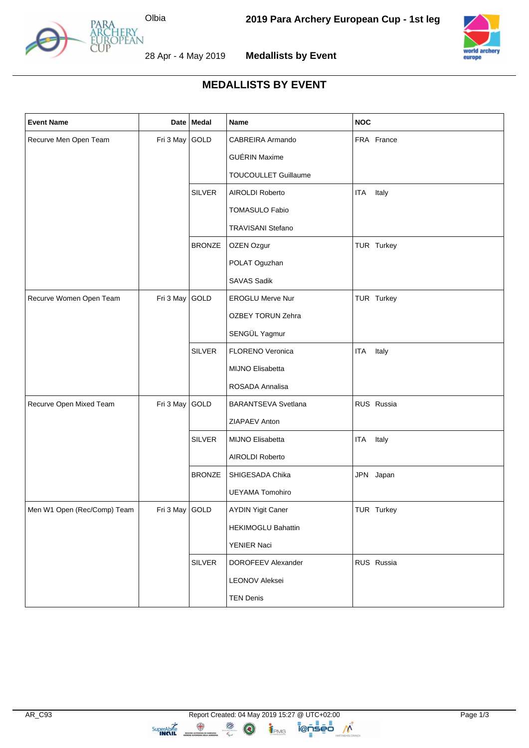# MEDALLISTS BY EVENT

| Event Name | Date | Medal | Name | NOC |
|---|---|---|---|---|
| Recurve Men Open Team | Fri 3 May | GOLD | CABREIRA Armando | FRA France |
| | | | GUÉRIN Maxime | |
| | | | TOUCOULLET Guillaume | |
| | | SILVER | AIROLDI Roberto | ITA Italy |
| | | | TOMASULO Fabio | |
| | | | TRAVISANI Stefano | |
| | | BRONZE | OZEN Ozgur | TUR Turkey |
| | | | POLAT Oguzhan | |
| | | | SAVAS Sadik | |
| Recurve Women Open Team | Fri 3 May | GOLD | EROGLU Merve Nur | TUR Turkey |
| | | | OZBEY TORUN Zehra | |
| | | | SENGÜL Yagmur | |
| | | SILVER | FLORENO Veronica | ITA Italy |
| | | | MIJNO Elisabetta | |
| | | | ROSADA Annalisa | |
| Recurve Open Mixed Team | Fri 3 May | GOLD | BARANTSEVA Svetlana | RUS Russia |
| | | | ZIAPAEV Anton | |
| | | SILVER | MIJNO Elisabetta | ITA Italy |
| | | | AIROLDI Roberto | |
| | | BRONZE | SHIGESADA Chika | JPN Japan |
| | | | UEYAMA Tomohiro | |
| Men W1 Open (Rec/Comp) Team | Fri 3 May | GOLD | AYDIN Yigit Caner | TUR Turkey |
| | | | HEKIMOGLU Bahattin | |
| | | | YENIER Naci | |
| | | SILVER | DOROFEEV Alexander | RUS Russia |
| | | | LEONOV Aleksei | |
| | | | TEN Denis | |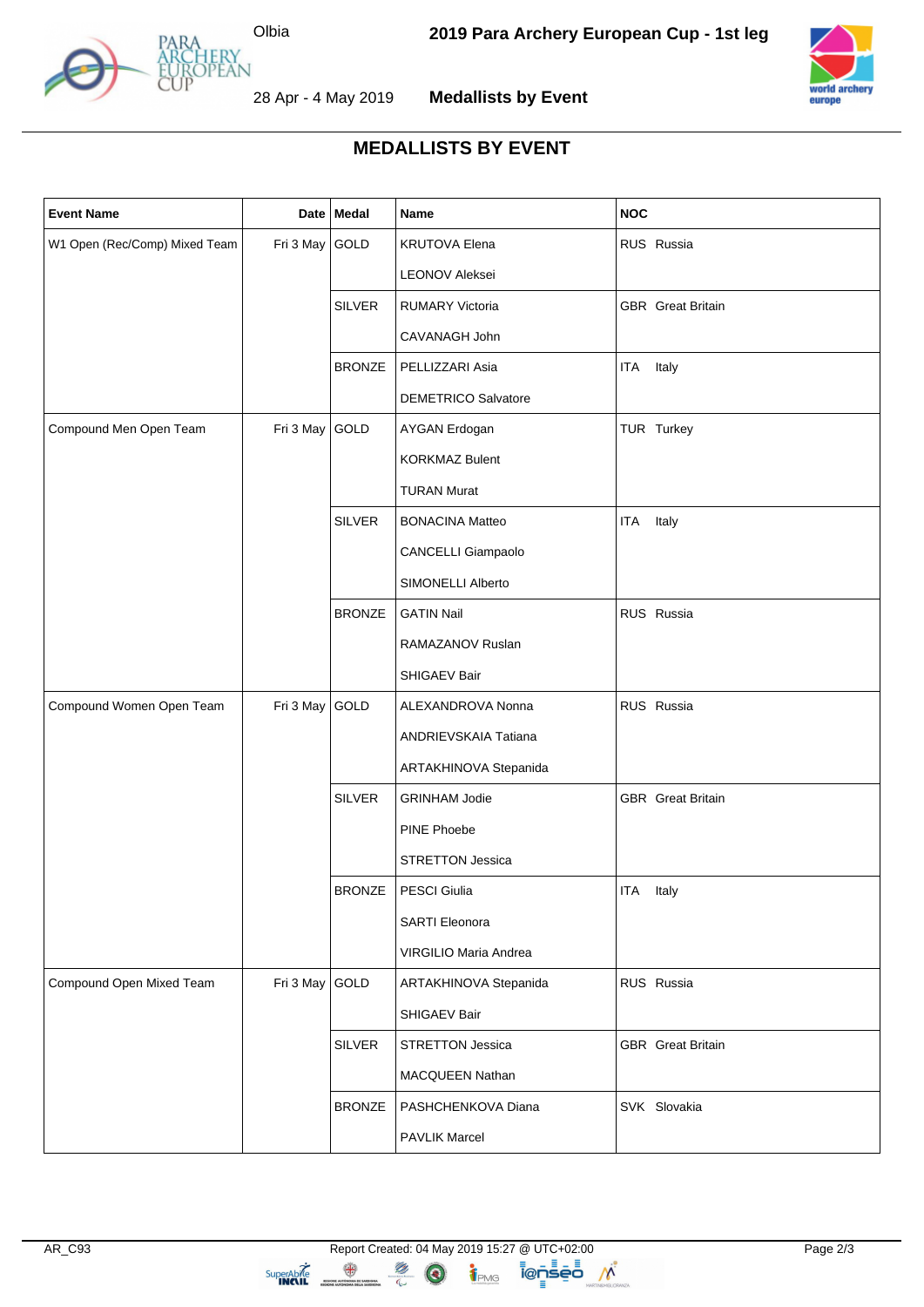# MEDALLISTS BY EVENT

| Event Name | Date | Medal | Name | NOC |
|---|---|---|---|---|
| W1 Open (Rec/Comp) Mixed Team | Fri 3 May | GOLD | KRUTOVA Elena | RUS Russia |
| | | | LEONOV Aleksei | |
| | | SILVER | RUMARY Victoria | GBR Great Britain |
| | | | CAVANAGH John | |
| | | BRONZE | PELLIZZARI Asia | ITA Italy |
| | | | DEMETRICO Salvatore | |
| Compound Men Open Team | Fri 3 May | GOLD | AYGAN Erdogan | TUR Turkey |
| | | | KORKMAZ Bulent | |
| | | | TURAN Murat | |
| | | SILVER | BONACINA Matteo | ITA Italy |
| | | | CANCELLI Giampaolo | |
| | | | SIMONELLI Alberto | |
| | | BRONZE | GATIN Nail | RUS Russia |
| | | | RAMAZANOV Ruslan | |
| | | | SHIGAEV Bair | |
| Compound Women Open Team | Fri 3 May | GOLD | ALEXANDROVA Nonna | RUS Russia |
| | | | ANDRIEVSKAIA Tatiana | |
| | | | ARTAKHINOVA Stepanida | |
| | | SILVER | GRINHAM Jodie | GBR Great Britain |
| | | | PINE Phoebe | |
| | | | STRETTON Jessica | |
| | | BRONZE | PESCI Giulia | ITA Italy |
| | | | SARTI Eleonora | |
| | | | VIRGILIO Maria Andrea | |
| Compound Open Mixed Team | Fri 3 May | GOLD | ARTAKHINOVA Stepanida | RUS Russia |
| | | | SHIGAEV Bair | |
| | | SILVER | STRETTON Jessica | GBR Great Britain |
| | | | MACQUEEN Nathan | |
| | | BRONZE | PASHCHENKOVA Diana | SVK Slovakia |
| | | | PAVLIK Marcel | |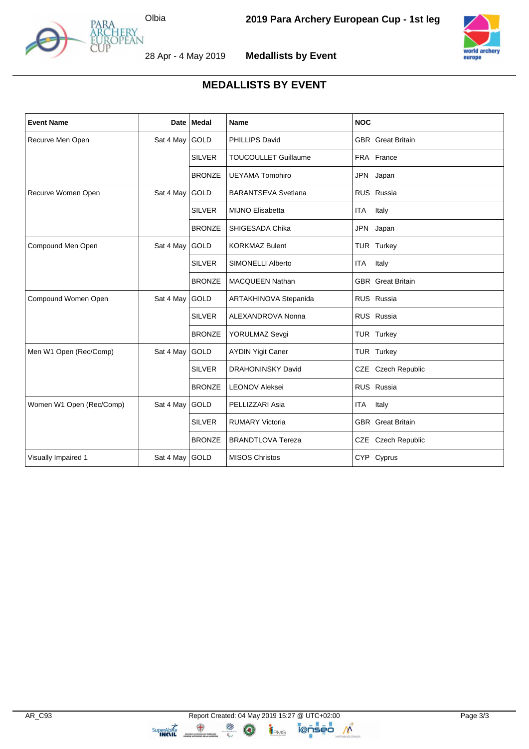# MEDALLISTS BY EVENT

| Event Name | Date | Medal | Name | NOC |
|---|---|---|---|---|
| Recurve Men Open | Sat 4 May | GOLD | PHILLIPS David | GBR Great Britain |
| | | SILVER | TOUCOULLET Guillaume | FRA France |
| | | BRONZE | UEYAMA Tomohiro | JPN Japan |
| Recurve Women Open | Sat 4 May | GOLD | BARANTSEVA Svetlana | RUS Russia |
| | | SILVER | MIJNO Elisabetta | ITA Italy |
| | | BRONZE | SHIGESADA Chika | JPN Japan |
| Compound Men Open | Sat 4 May | GOLD | KORKMAZ Bulent | TUR Turkey |
| | | SILVER | SIMONELLI Alberto | ITA Italy |
| | | BRONZE | MACQUEEN Nathan | GBR Great Britain |
| Compound Women Open | Sat 4 May | GOLD | ARTAKHINOVA Stepanida | RUS Russia |
| | | SILVER | ALEXANDROVA Nonna | RUS Russia |
| | | BRONZE | YORULMAZ Sevgi | TUR Turkey |
| Men W1 Open (Rec/Comp) | Sat 4 May | GOLD | AYDIN Yigit Caner | TUR Turkey |
| | | SILVER | DRAHONINSKY David | CZE Czech Republic |
| | | BRONZE | LEONOV Aleksei | RUS Russia |
| Women W1 Open (Rec/Comp) | Sat 4 May | GOLD | PELLIZZARI Asia | ITA Italy |
| | | SILVER | RUMARY Victoria | GBR Great Britain |
| | | BRONZE | BRANDTLOVA Tereza | CZE Czech Republic |
| Visually Impaired 1 | Sat 4 May | GOLD | MISOS Christos | CYP Cyprus |

AR_C93 Report Created: 04 May 2019 15:27 @ UTC+02:00